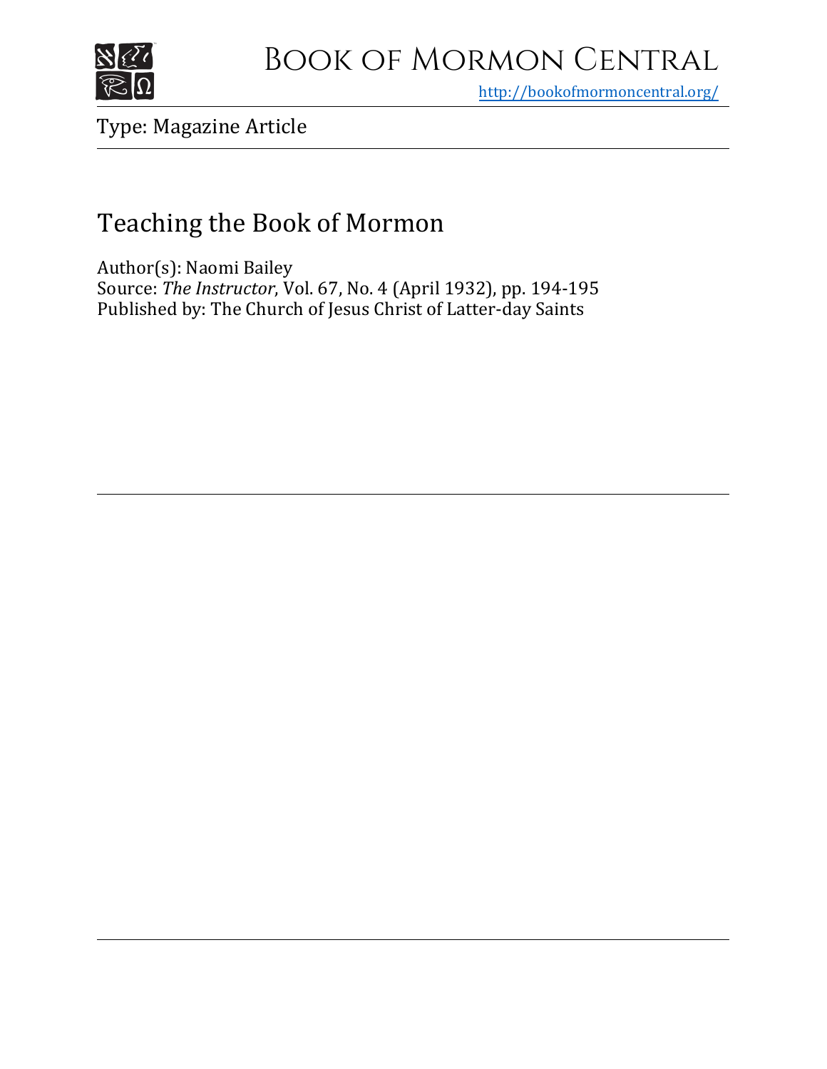# Book of Mormon Central

http://bookofmormoncentral.org/

Type: Magazine Article

## Teaching the Book of Mormon

Author(s): Naomi Bailey
Source: *The Instructor*, Vol. 67, No. 4 (April 1932), pp. 194-195
Published by: The Church of Jesus Christ of Latter-day Saints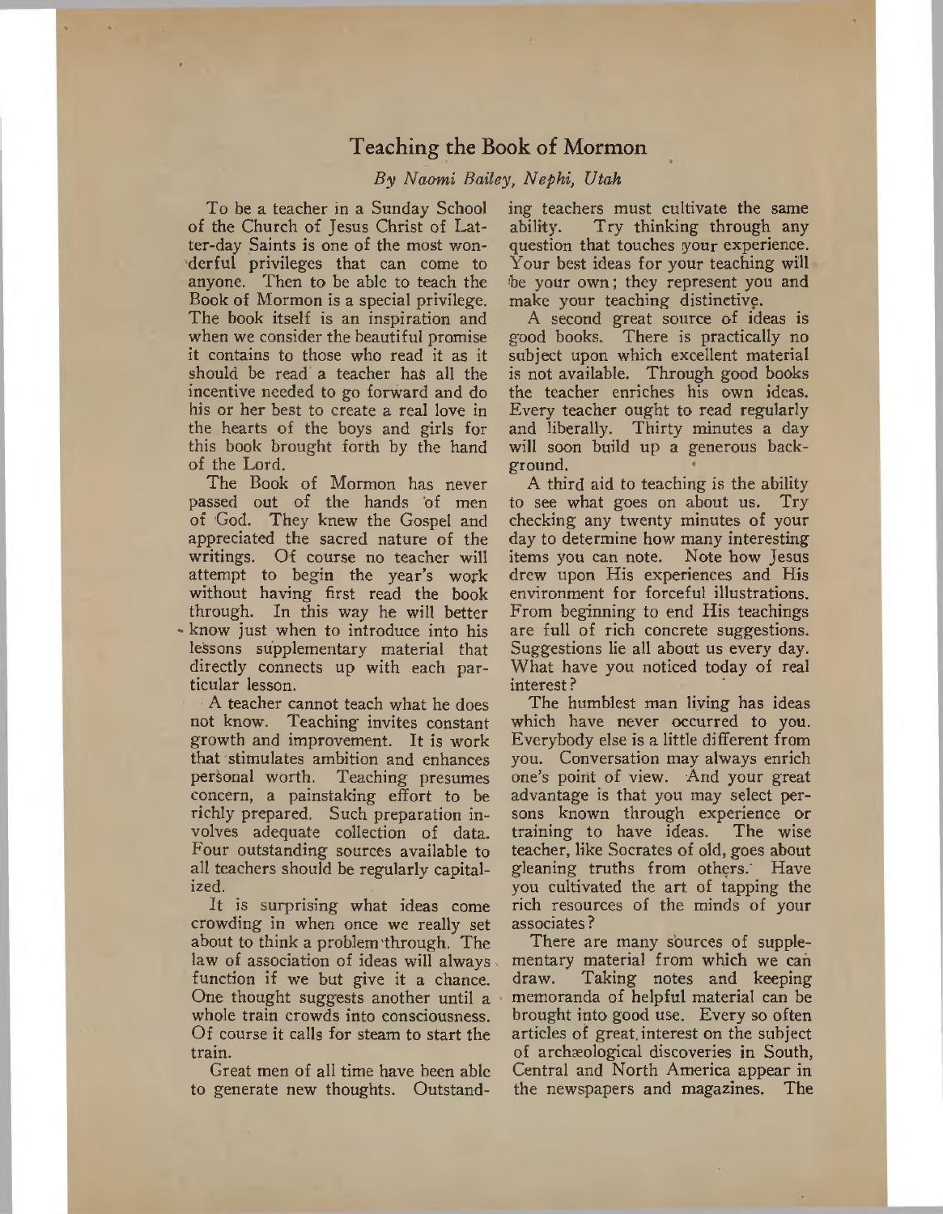# Teaching the Book of Mormon

*By Naomi Bailey, Nephi, Utah*

To be a teacher in a Sunday School of the Church of Jesus Christ of Latter-day Saints is one of the most wonderful privileges that can come to anyone. Then to be able to teach the Book of Mormon is a special privilege. The book itself is an inspiration and when we consider the beautiful promise it contains to those who read it as it should be read a teacher has all the incentive needed to go forward and do his or her best to create a real love in the hearts of the boys and girls for this book brought forth by the hand of the Lord.

The Book of Mormon has never passed out of the hands of men of God. They knew the Gospel and appreciated the sacred nature of the writings. Of course no teacher will attempt to begin the year's work without having first read the book through. In this way he will better know just when to introduce into his lessons supplementary material that directly connects up with each particular lesson.

A teacher cannot teach what he does not know. Teaching invites constant growth and improvement. It is work that stimulates ambition and enhances personal worth. Teaching presumes concern, a painstaking effort to be richly prepared. Such preparation involves adequate collection of data. Four outstanding sources available to all teachers should be regularly capitalized.

It is surprising what ideas come crowding in when once we really set about to think a problem through. The law of association of ideas will always function if we but give it a chance. One thought suggests another until a whole train crowds into consciousness. Of course it calls for steam to start the train.

Great men of all time have been able to generate new thoughts. Outstanding teachers must cultivate the same ability. Try thinking through any question that touches your experience. Your best ideas for your teaching will be your own; they represent you and make your teaching distinctive.

A second great source of ideas is good books. There is practically no subject upon which excellent material is not available. Through good books the teacher enriches his own ideas. Every teacher ought to read regularly and liberally. Thirty minutes a day will soon build up a generous background.

A third aid to teaching is the ability to see what goes on about us. Try checking any twenty minutes of your day to determine how many interesting items you can note. Note how Jesus drew upon His experiences and His environment for forceful illustrations. From beginning to end His teachings are full of rich concrete suggestions. Suggestions lie all about us every day. What have you noticed today of real interest?

The humblest man living has ideas which have never occurred to you. Everybody else is a little different from you. Conversation may always enrich one's point of view. And your great advantage is that you may select persons known through experience or training to have ideas. The wise teacher, like Socrates of old, goes about gleaning truths from others. Have you cultivated the art of tapping the rich resources of the minds of your associates?

There are many sources of supplementary material from which we can draw. Taking notes and keeping memoranda of helpful material can be brought into good use. Every so often articles of great interest on the subject of archæological discoveries in South, Central and North America appear in the newspapers and magazines. The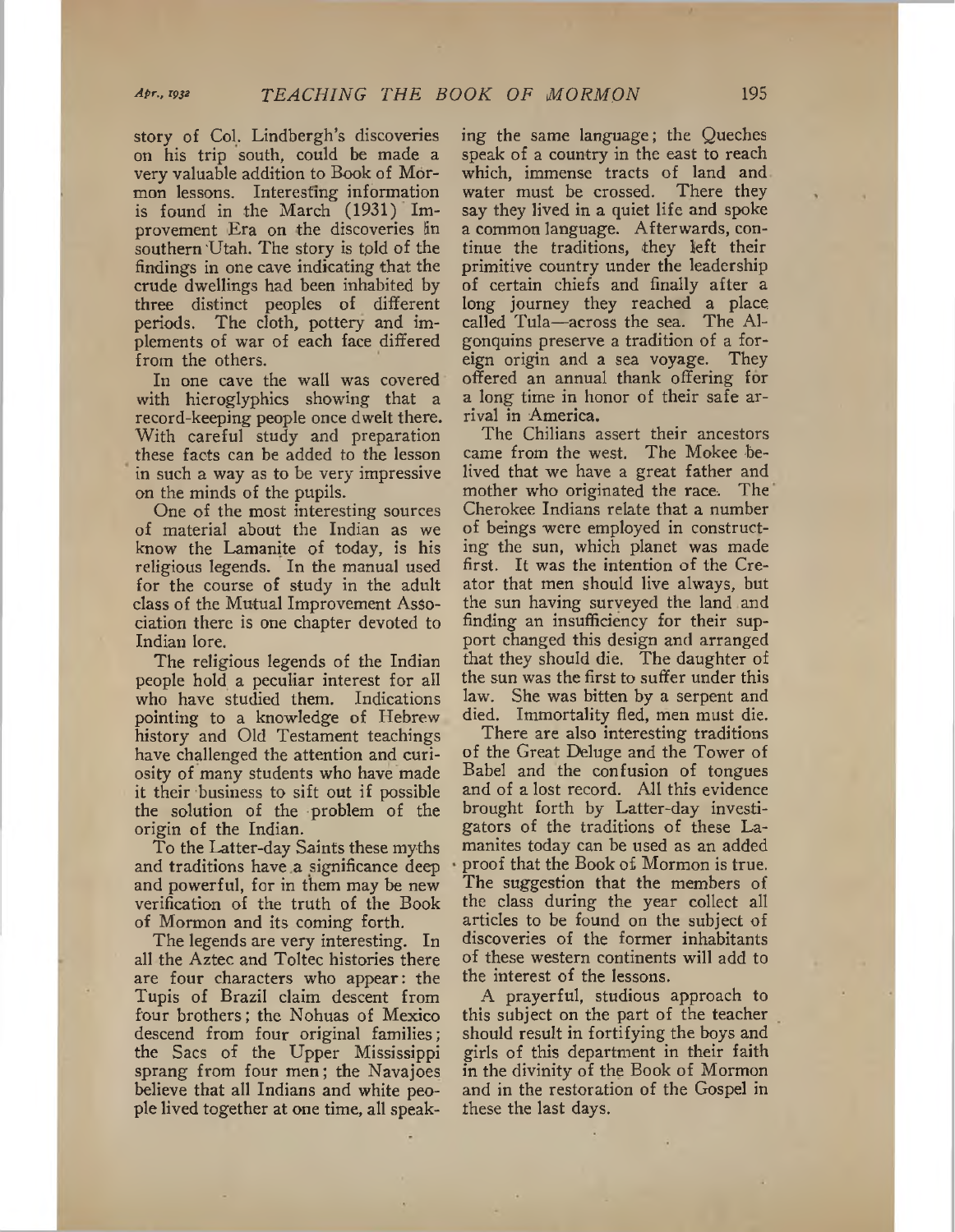story of Col. Lindbergh's discoveries on his trip south, could be made a very valuable addition to Book of Mormon lessons. Interesting information is found in the March (1931) Improvement Era on the discoveries in southern Utah. The story is told of the findings in one cave indicating that the crude dwellings had been inhabited by three distinct peoples of different periods. The cloth, pottery and implements of war of each face differed from the others.

In one cave the wall was covered with hieroglyphics showing that a record-keeping people once dwelt there. With careful study and preparation these facts can be added to the lesson in such a way as to be very impressive on the minds of the pupils.

One of the most interesting sources of material about the Indian as we know the Lamanite of today, is his religious legends. In the manual used for the course of study in the adult class of the Mutual Improvement Association there is one chapter devoted to Indian lore.

The religious legends of the Indian people hold a peculiar interest for all who have studied them. Indications pointing to a knowledge of Hebrew history and Old Testament teachings have challenged the attention and curiosity of many students who have made it their business to sift out if possible the solution of the problem of the origin of the Indian.

To the Latter-day Saints these myths and traditions have a significance deep and powerful, for in them may be new verification of the truth of the Book of Mormon and its coming forth.

The legends are very interesting. In all the Aztec and Toltec histories there are four characters who appear: the Tupis of Brazil claim descent from four brothers; the Nohuas of Mexico descend from four original families; the Sacs of the Upper Mississippi sprang from four men; the Navajoes believe that all Indians and white people lived together at one time, all speaking the same language; the Queches speak of a country in the east to reach which, immense tracts of land and water must be crossed. There they say they lived in a quiet life and spoke a common language. Afterwards, continue the traditions, they left their primitive country under the leadership of certain chiefs and finally after a long journey they reached a place called Tula—across the sea. The Algonquins preserve a tradition of a foreign origin and a sea voyage. They offered an annual thank offering for a long time in honor of their safe arrival in America.

The Chilians assert their ancestors came from the west. The Mokee belived that we have a great father and mother who originated the race. The Cherokee Indians relate that a number of beings were employed in constructing the sun, which planet was made first. It was the intention of the Creator that men should live always, but the sun having surveyed the land and finding an insufficiency for their support changed this design and arranged that they should die. The daughter of the sun was the first to suffer under this law. She was bitten by a serpent and died. Immortality fled, men must die.

There are also interesting traditions of the Great Deluge and the Tower of Babel and the confusion of tongues and of a lost record. All this evidence brought forth by Latter-day investigators of the traditions of these Lamanites today can be used as an added proof that the Book of Mormon is true. The suggestion that the members of the class during the year collect all articles to be found on the subject of discoveries of the former inhabitants of these western continents will add to the interest of the lessons.

A prayerful, studious approach to this subject on the part of the teacher should result in fortifying the boys and girls of this department in their faith in the divinity of the Book of Mormon and in the restoration of the Gospel in these the last days.